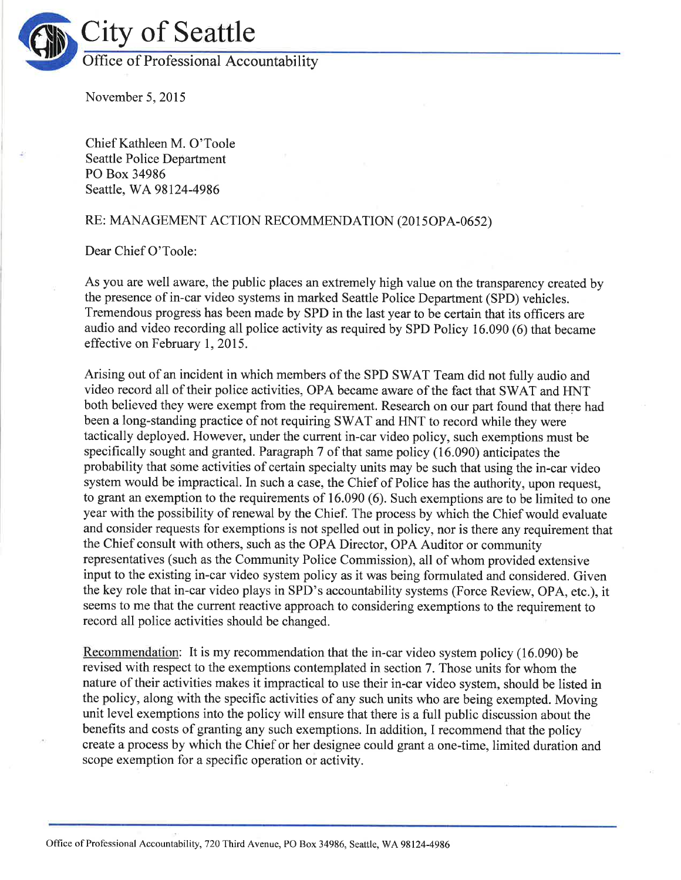# City of Seattle

## Office of Professional Accountability

November 5, 2015

Chief Kathleen M. O'Toole
Seattle Police Department
PO Box 34986
Seattle, WA 98124-4986

RE: MANAGEMENT ACTION RECOMMENDATION (2015OPA-0652)

Dear Chief O'Toole:

As you are well aware, the public places an extremely high value on the transparency created by the presence of in-car video systems in marked Seattle Police Department (SPD) vehicles. Tremendous progress has been made by SPD in the last year to be certain that its officers are audio and video recording all police activity as required by SPD Policy 16.090 (6) that became effective on February 1, 2015.

Arising out of an incident in which members of the SPD SWAT Team did not fully audio and video record all of their police activities, OPA became aware of the fact that SWAT and HNT both believed they were exempt from the requirement. Research on our part found that there had been a long-standing practice of not requiring SWAT and HNT to record while they were tactically deployed. However, under the current in-car video policy, such exemptions must be specifically sought and granted. Paragraph 7 of that same policy (16.090) anticipates the probability that some activities of certain specialty units may be such that using the in-car video system would be impractical. In such a case, the Chief of Police has the authority, upon request, to grant an exemption to the requirements of 16.090 (6). Such exemptions are to be limited to one year with the possibility of renewal by the Chief. The process by which the Chief would evaluate and consider requests for exemptions is not spelled out in policy, nor is there any requirement that the Chief consult with others, such as the OPA Director, OPA Auditor or community representatives (such as the Community Police Commission), all of whom provided extensive input to the existing in-car video system policy as it was being formulated and considered. Given the key role that in-car video plays in SPD's accountability systems (Force Review, OPA, etc.), it seems to me that the current reactive approach to considering exemptions to the requirement to record all police activities should be changed.

<u>Recommendation</u>: It is my recommendation that the in-car video system policy (16.090) be revised with respect to the exemptions contemplated in section 7. Those units for whom the nature of their activities makes it impractical to use their in-car video system, should be listed in the policy, along with the specific activities of any such units who are being exempted. Moving unit level exemptions into the policy will ensure that there is a full public discussion about the benefits and costs of granting any such exemptions. In addition, I recommend that the policy create a process by which the Chief or her designee could grant a one-time, limited duration and scope exemption for a specific operation or activity.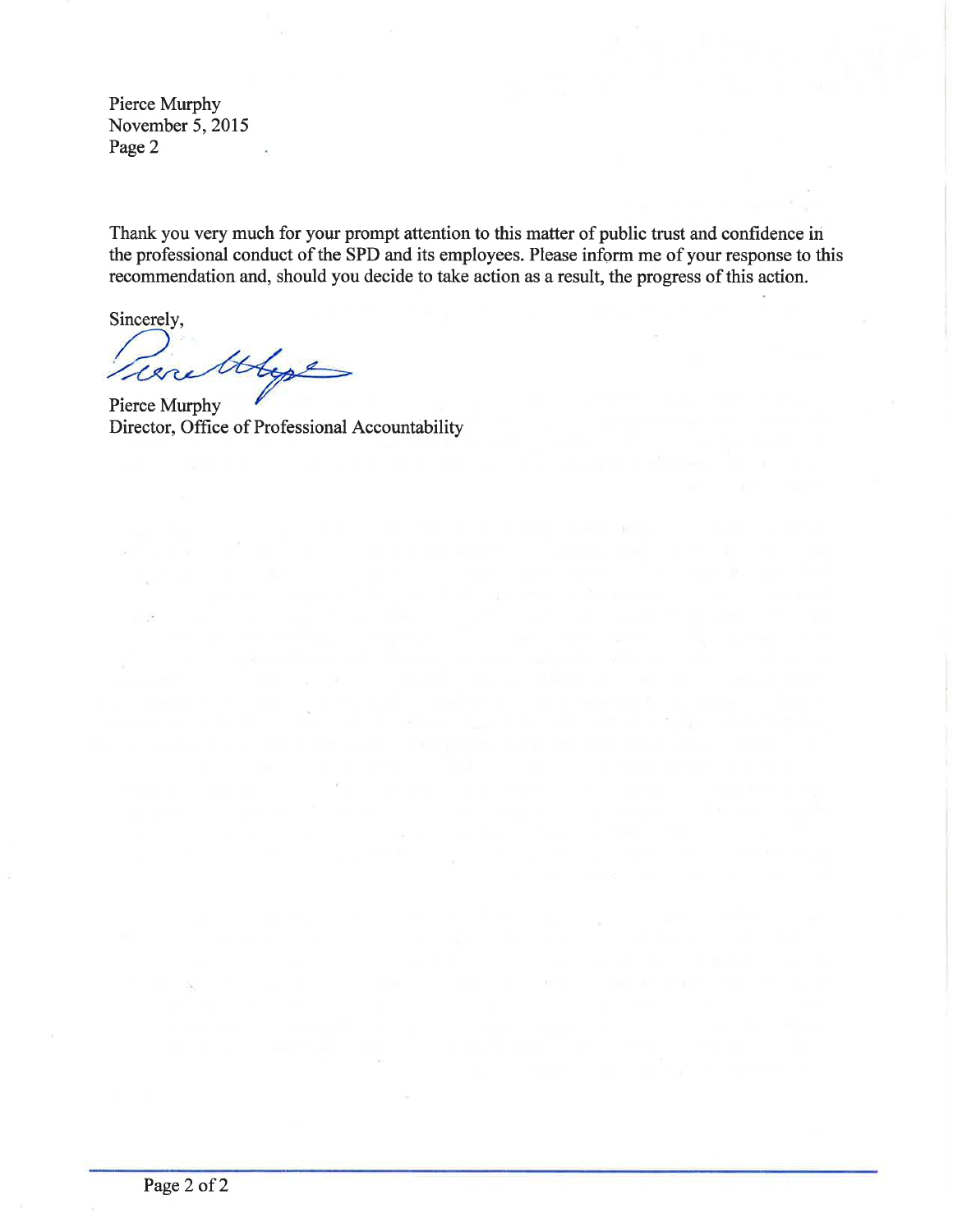Thank you very much for your prompt attention to this matter of public trust and confidence in the professional conduct of the SPD and its employees. Please inform me of your response to this recommendation and, should you decide to take action as a result, the progress of this action.

Sincerely,

Pierce Murphy
Director, Office of Professional Accountability